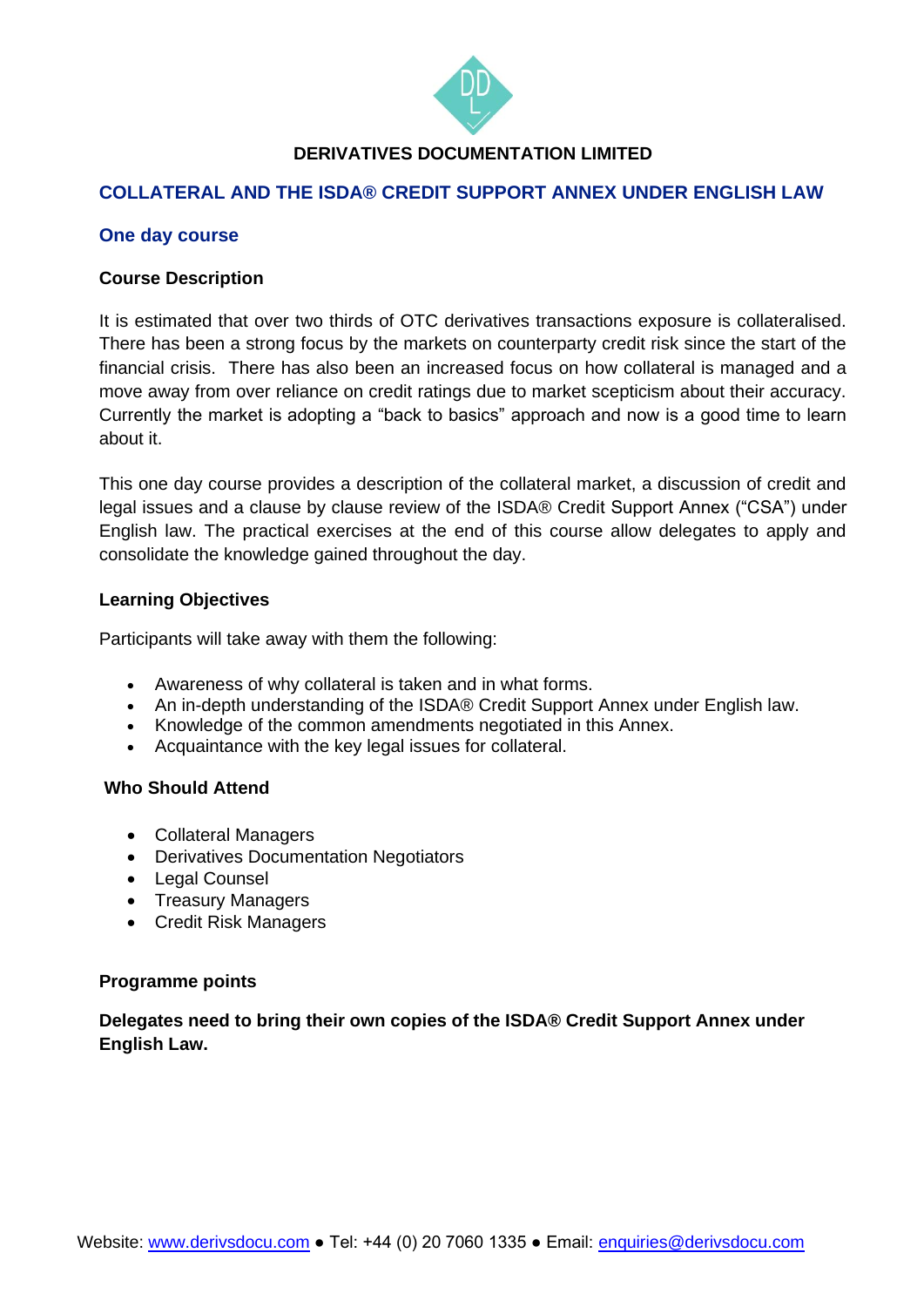**DERIVATIVES DOCUMENTATION LIMITED**

# COLLATERAL AND THE ISDA® CREDIT SUPPORT ANNEX UNDER ENGLISH LAW

## One day course

### Course Description

It is estimated that over two thirds of OTC derivatives transactions exposure is collateralised. There has been a strong focus by the markets on counterparty credit risk since the start of the financial crisis. There has also been an increased focus on how collateral is managed and a move away from over reliance on credit ratings due to market scepticism about their accuracy. Currently the market is adopting a "back to basics" approach and now is a good time to learn about it.

This one day course provides a description of the collateral market, a discussion of credit and legal issues and a clause by clause review of the ISDA® Credit Support Annex ("CSA") under English law. The practical exercises at the end of this course allow delegates to apply and consolidate the knowledge gained throughout the day.

### Learning Objectives

Participants will take away with them the following:

- Awareness of why collateral is taken and in what forms.
- An in-depth understanding of the ISDA® Credit Support Annex under English law.
- Knowledge of the common amendments negotiated in this Annex.
- Acquaintance with the key legal issues for collateral.

### Who Should Attend

- Collateral Managers
- Derivatives Documentation Negotiators
- Legal Counsel
- Treasury Managers
- Credit Risk Managers

### Programme points

**Delegates need to bring their own copies of the ISDA® Credit Support Annex under English Law.**

Website: www.derivsdocu.com ● Tel: +44 (0) 20 7060 1335 ● Email: enquiries@derivsdocu.com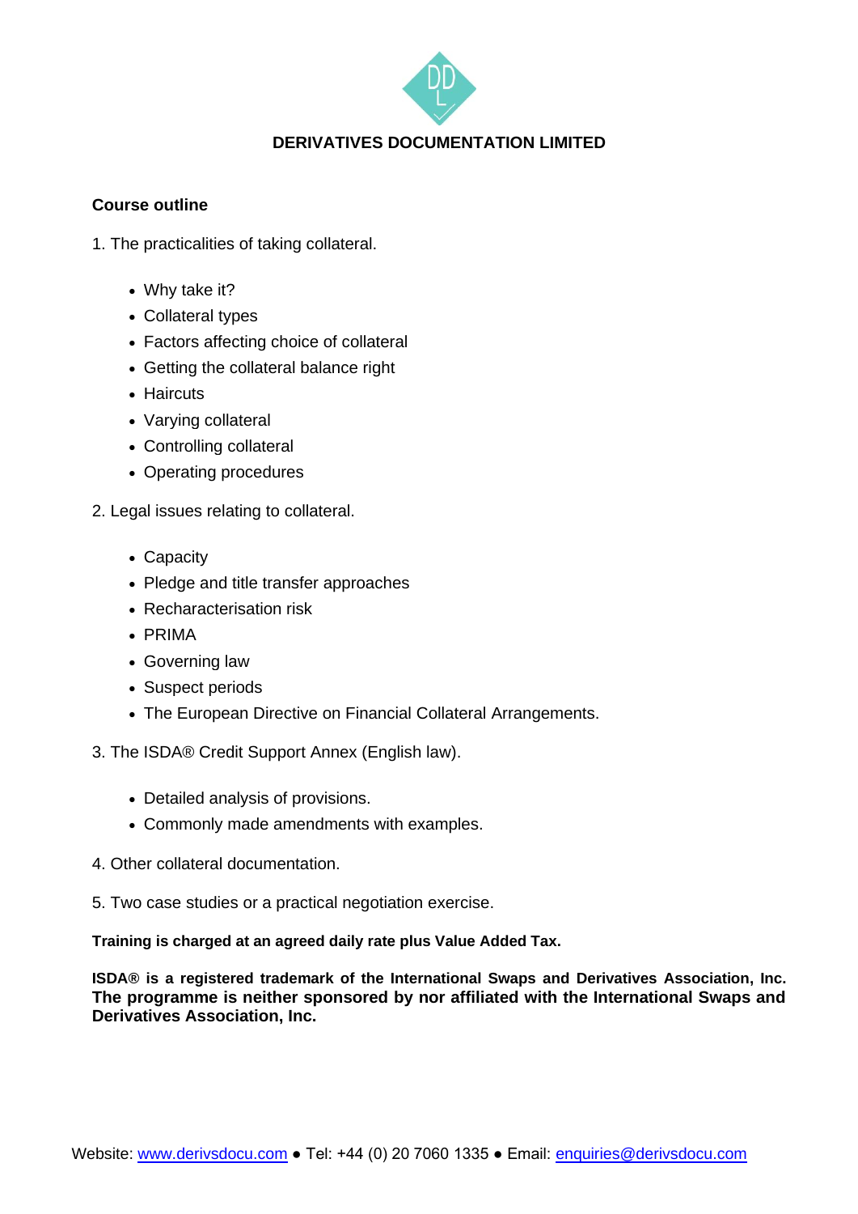**DERIVATIVES DOCUMENTATION LIMITED**

## Course outline

1. The practicalities of taking collateral.

   - Why take it?
   - Collateral types
   - Factors affecting choice of collateral
   - Getting the collateral balance right
   - Haircuts
   - Varying collateral
   - Controlling collateral
   - Operating procedures

2. Legal issues relating to collateral.

   - Capacity
   - Pledge and title transfer approaches
   - Recharacterisation risk
   - PRIMA
   - Governing law
   - Suspect periods
   - The European Directive on Financial Collateral Arrangements.

3. The ISDA® Credit Support Annex (English law).

   - Detailed analysis of provisions.
   - Commonly made amendments with examples.

4. Other collateral documentation.

5. Two case studies or a practical negotiation exercise.

**Training is charged at an agreed daily rate plus Value Added Tax.**

**ISDA® is a registered trademark of the International Swaps and Derivatives Association, Inc. The programme is neither sponsored by nor affiliated with the International Swaps and Derivatives Association, Inc.**

Website: www.derivsdocu.com ● Tel: +44 (0) 20 7060 1335 ● Email: enquiries@derivsdocu.com